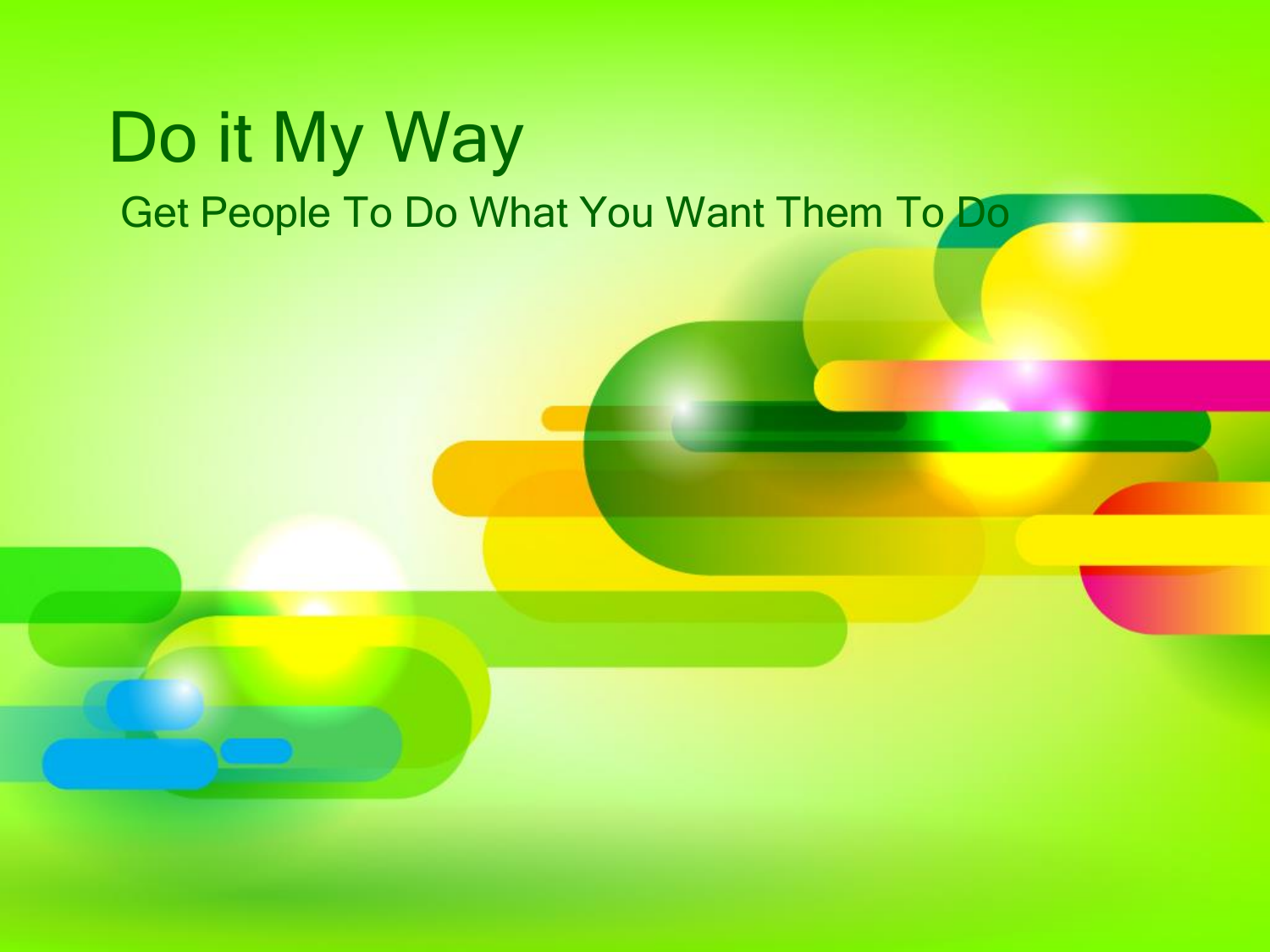# Do it My Way

## Get People To Do What You Want Them To Do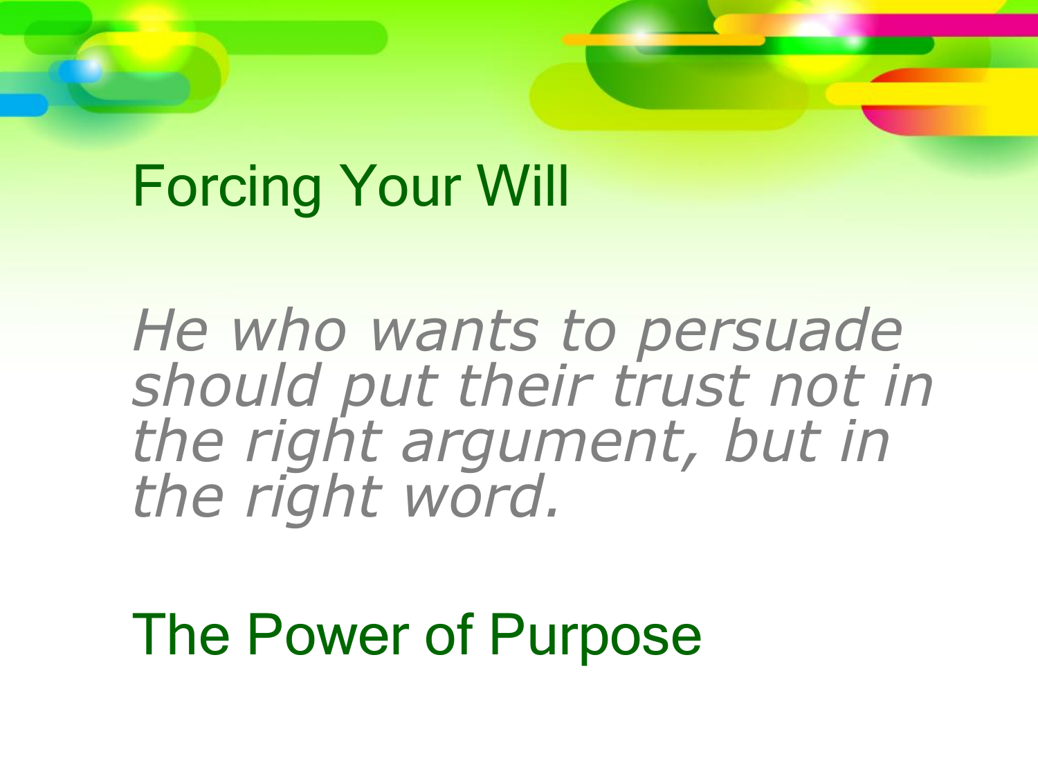## Forcing Your Will

*He who wants to persuade should put their trust not in the right argument, but in the right word.*

## The Power of Purpose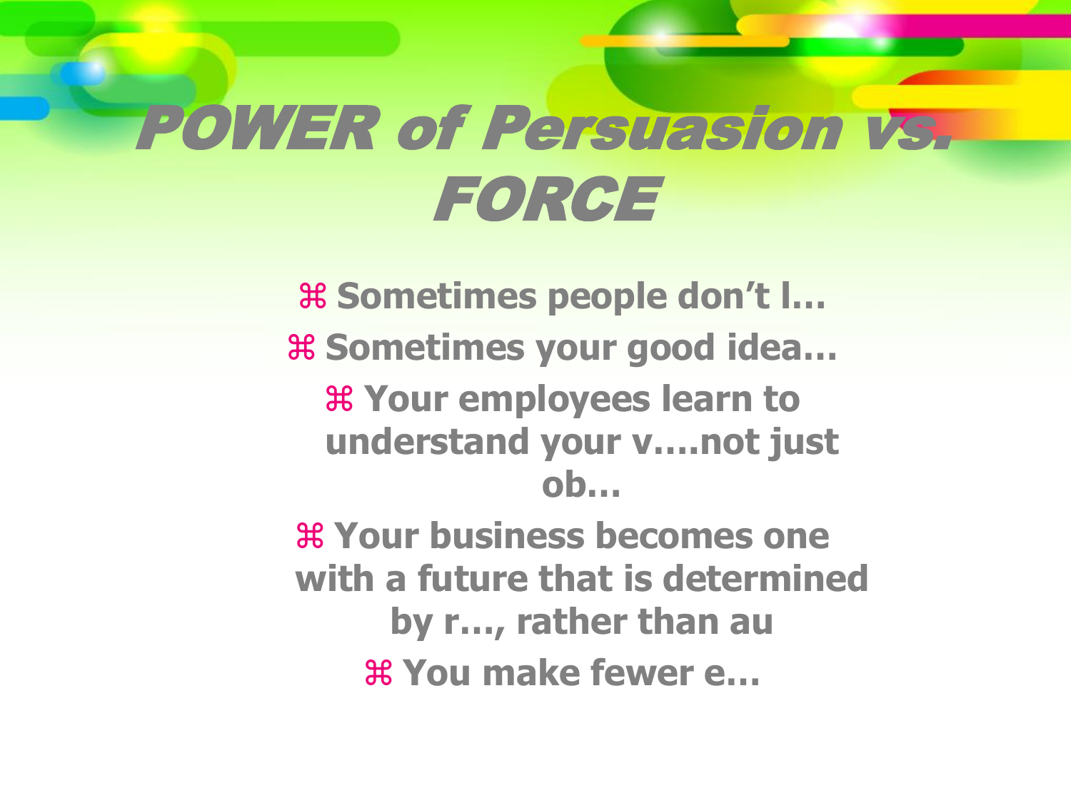# POWER of Persuasion vs. FORCE

- **Sometimes people don't l…**
- **Sometimes your good idea…**
- **Your employees learn to understand your v….not just ob…**
- **Your business becomes one with a future that is determined by r…, rather than au**
- **You make fewer e…**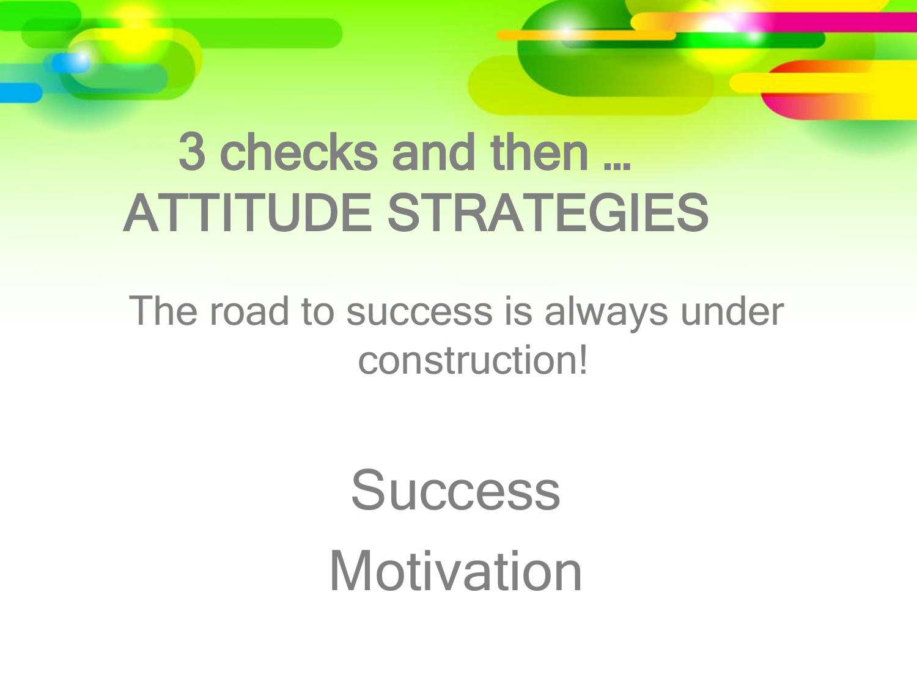# 3 checks and then …
# ATTITUDE STRATEGIES

The road to success is always under construction!

Success

Motivation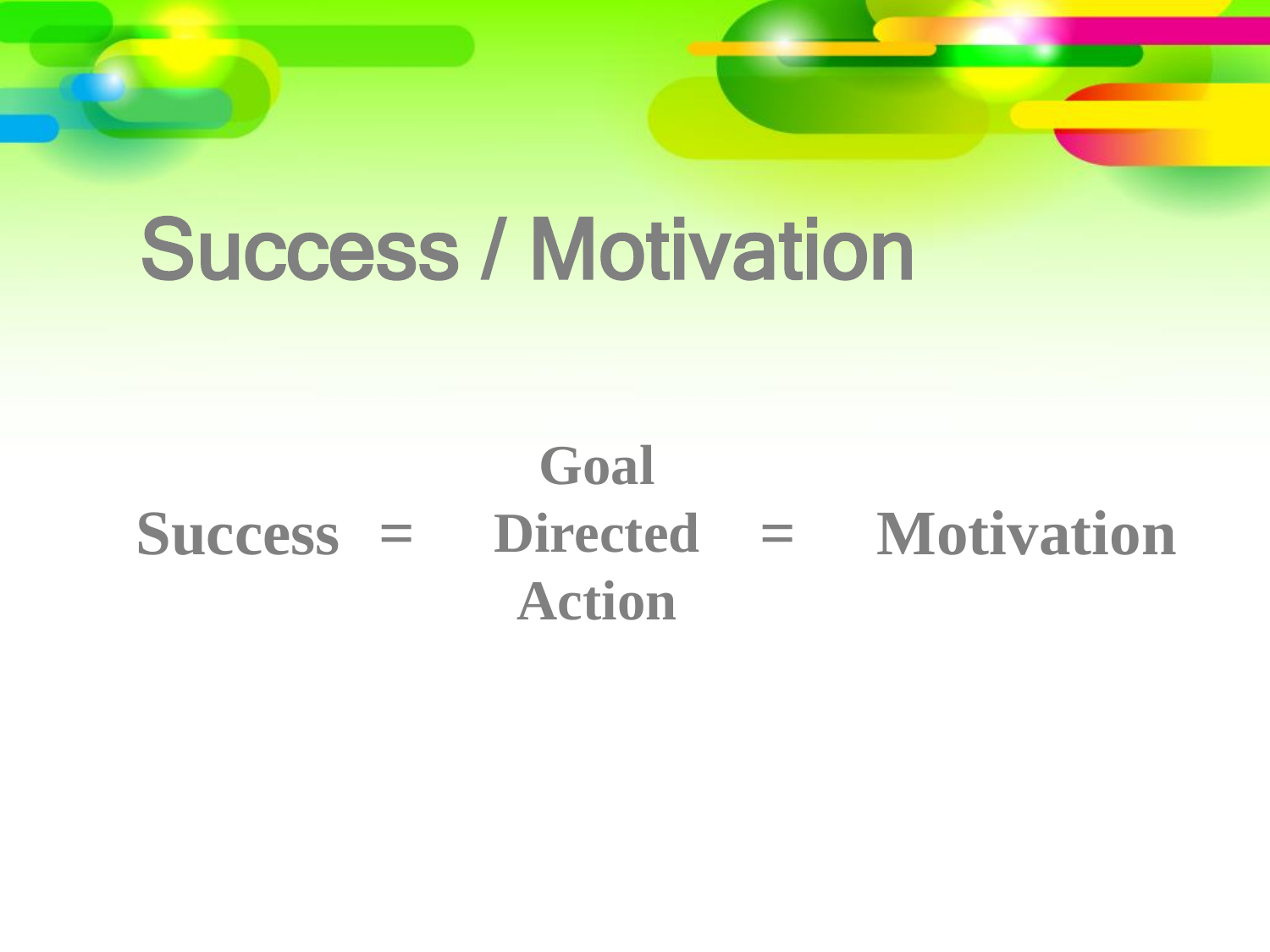# Success / Motivation

**Success = Goal Directed Action = Motivation**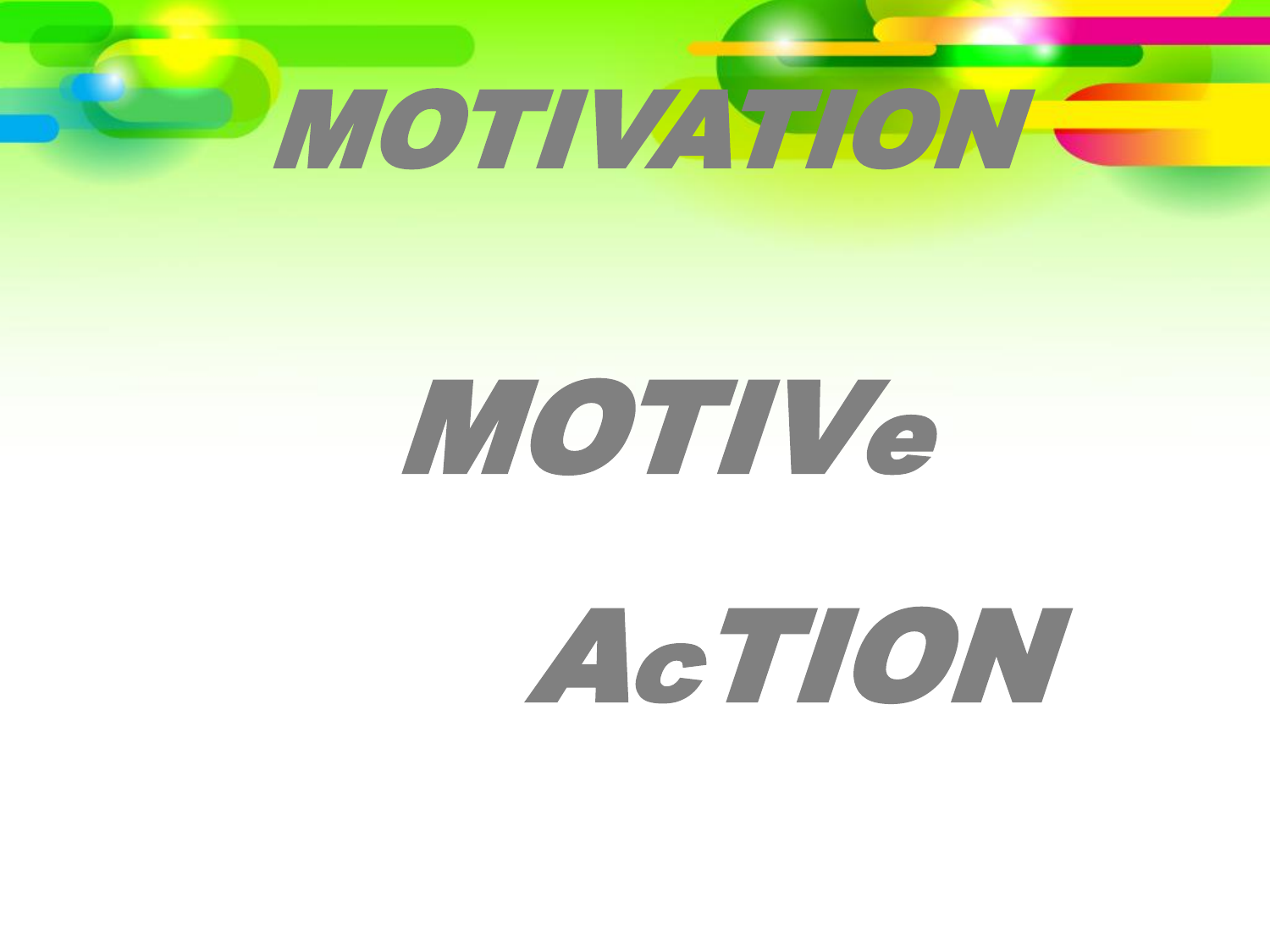# MOTIVATION

MOTIVe

AcTION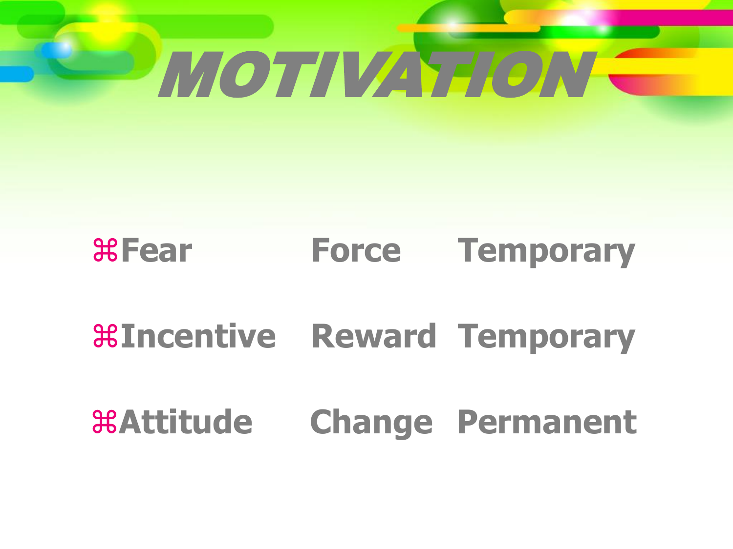# MOTIVATION

| | | |
|---|---|---|
| ⌘**Fear** | **Force** | **Temporary** |
| ⌘**Incentive** | **Reward** | **Temporary** |
| ⌘**Attitude** | **Change** | **Permanent** |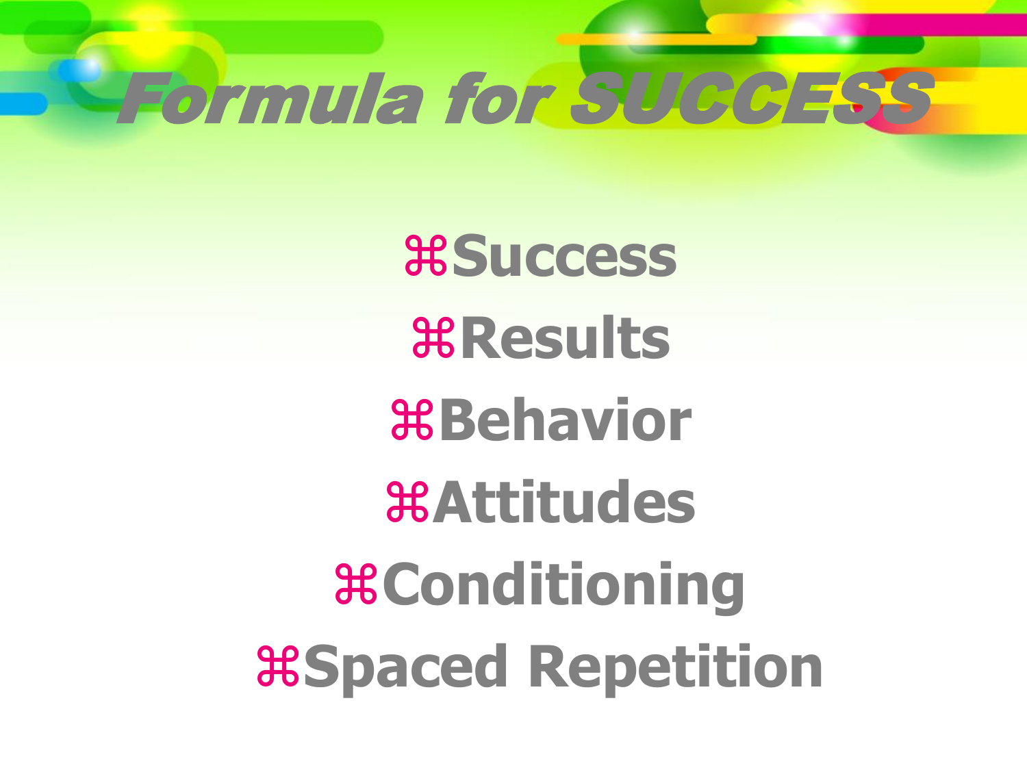# Formula for SUCCESS

- Success
- Results
- Behavior
- Attitudes
- Conditioning
- Spaced Repetition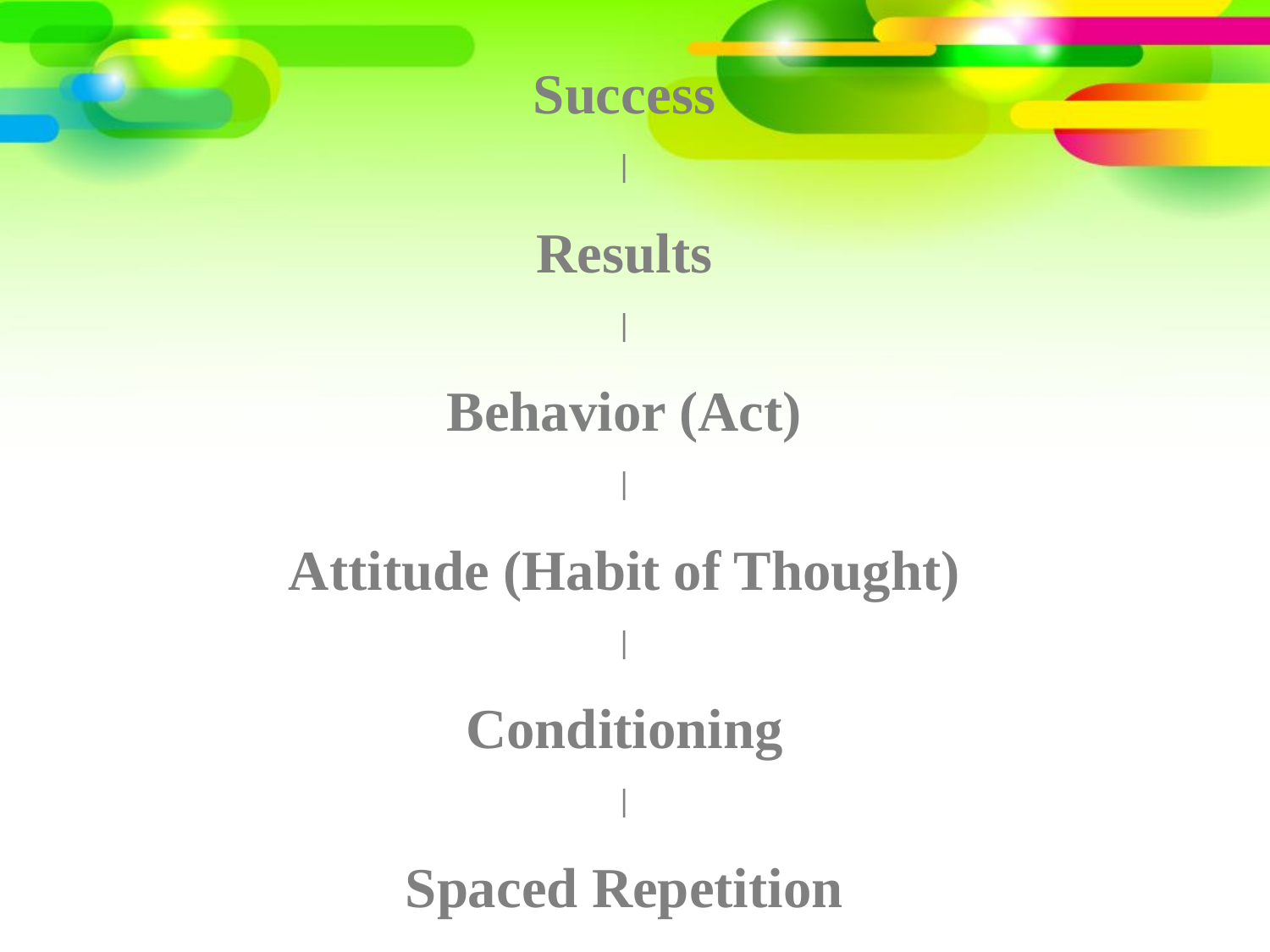**Success**

|

**Results**

|

**Behavior (Act)**

|

**Attitude (Habit of Thought)**

|

**Conditioning**

|

**Spaced Repetition**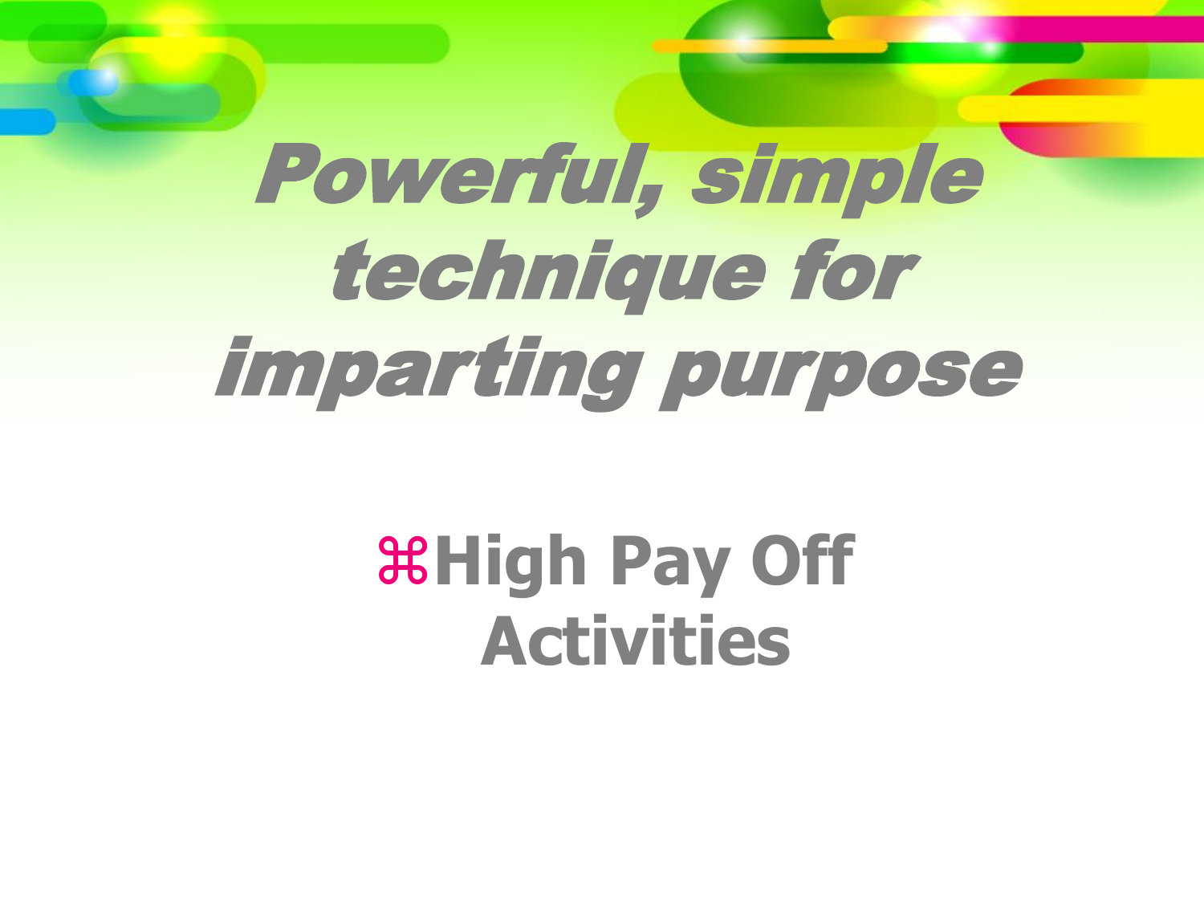# Powerful, simple technique for imparting purpose

- **High Pay Off Activities**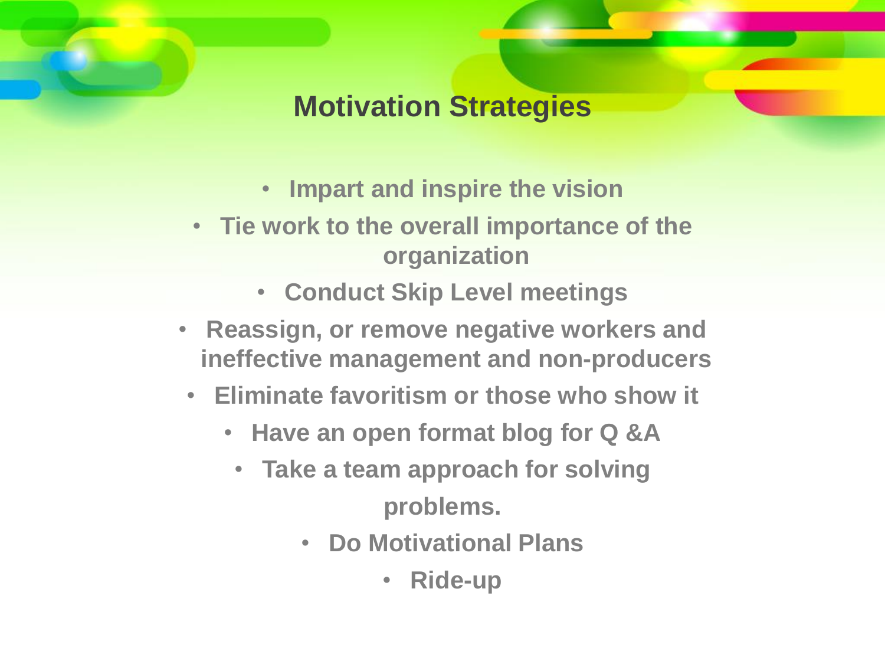# Motivation Strategies

- Impart and inspire the vision
- Tie work to the overall importance of the organization
- Conduct Skip Level meetings
- Reassign, or remove negative workers and ineffective management and non-producers
- Eliminate favoritism or those who show it
- Have an open format blog for Q &A
- Take a team approach for solving problems.
- Do Motivational Plans
- Ride-up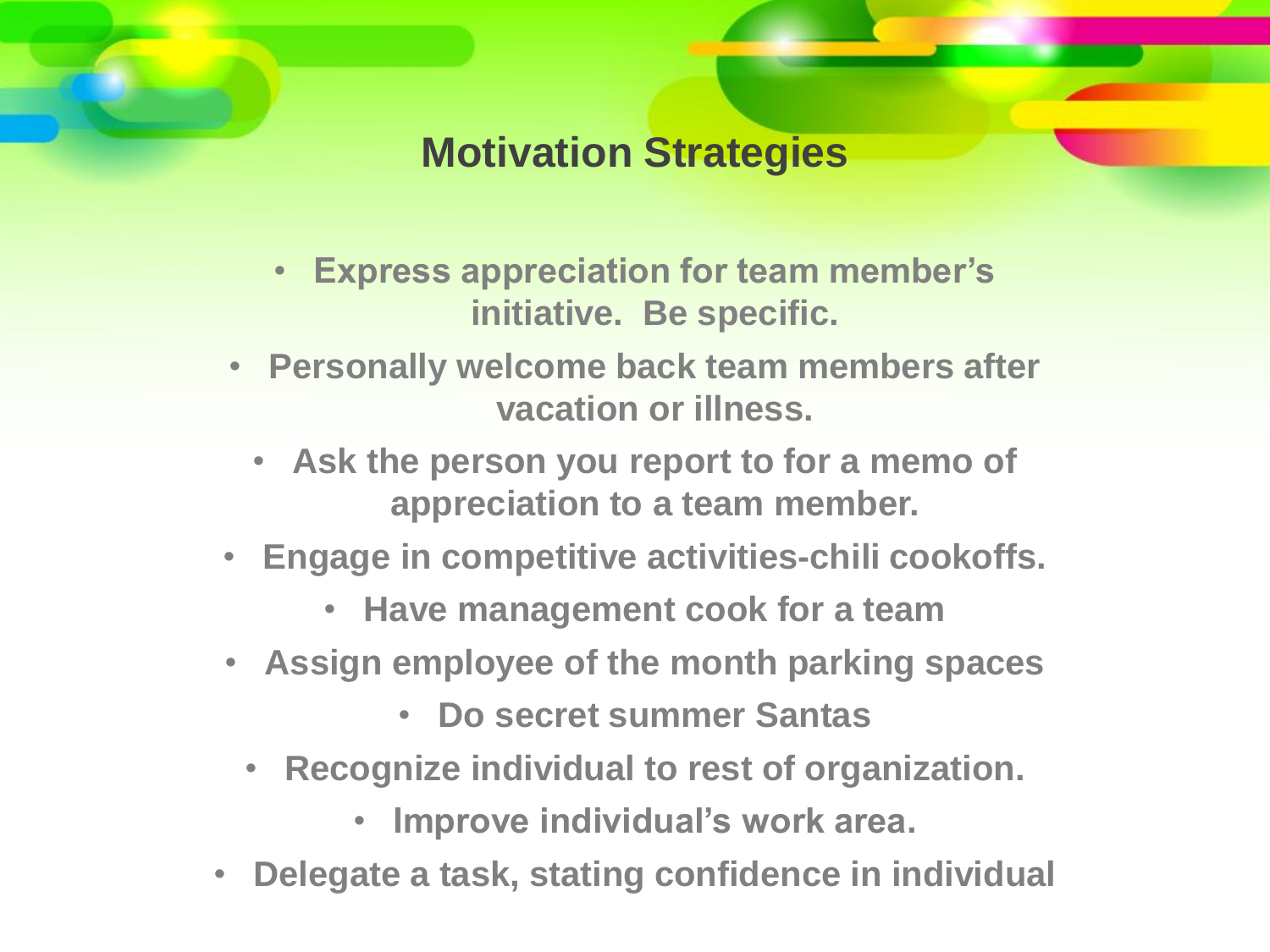# Motivation Strategies

- Express appreciation for team member's initiative. Be specific.
- Personally welcome back team members after vacation or illness.
- Ask the person you report to for a memo of appreciation to a team member.
- Engage in competitive activities-chili cookoffs.
- Have management cook for a team
- Assign employee of the month parking spaces
- Do secret summer Santas
- Recognize individual to rest of organization.
- Improve individual's work area.
- Delegate a task, stating confidence in individual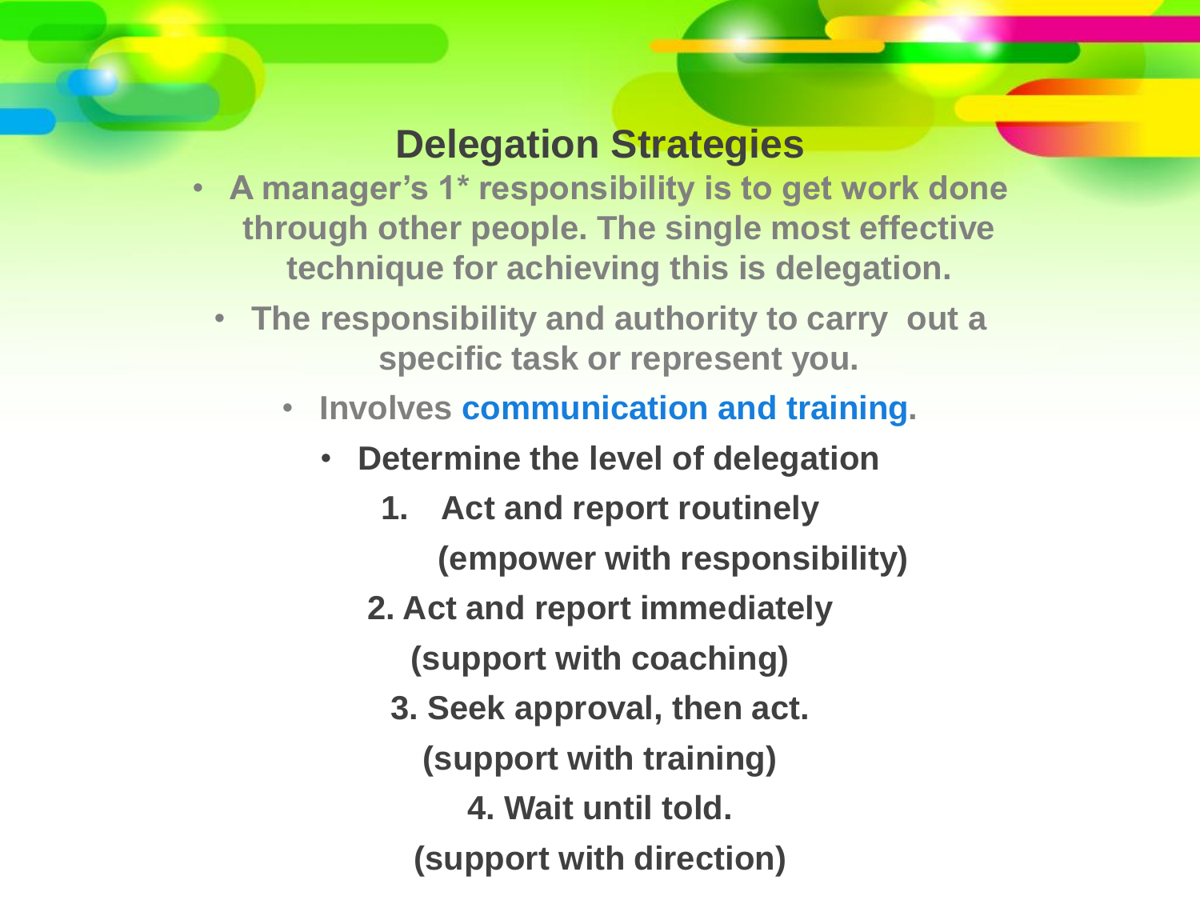# Delegation Strategies

- A manager's 1* responsibility is to get work done through other people. The single most effective technique for achieving this is delegation.
- The responsibility and authority to carry out a specific task or represent you.
- Involves communication and training.
- Determine the level of delegation

1. Act and report routinely

   (empower with responsibility)

2. Act and report immediately

   (support with coaching)

3. Seek approval, then act.

   (support with training)

4. Wait until told.

   (support with direction)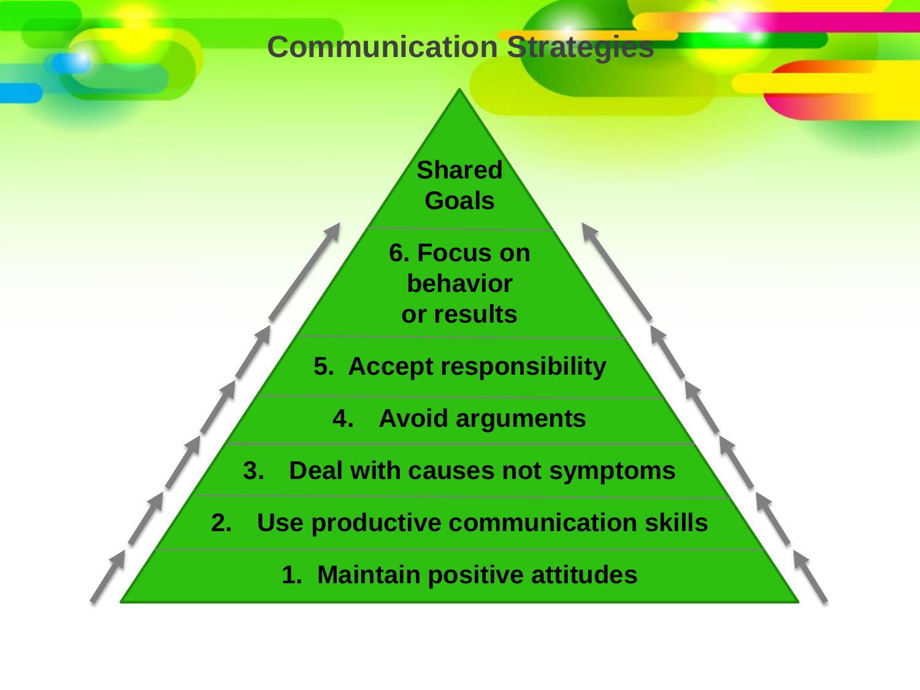# Communication Strategies

- Shared Goals
- 6. Focus on behavior or results
- 5. Accept responsibility
- 4. Avoid arguments
- 3. Deal with causes not symptoms
- 2. Use productive communication skills
- 1. Maintain positive attitudes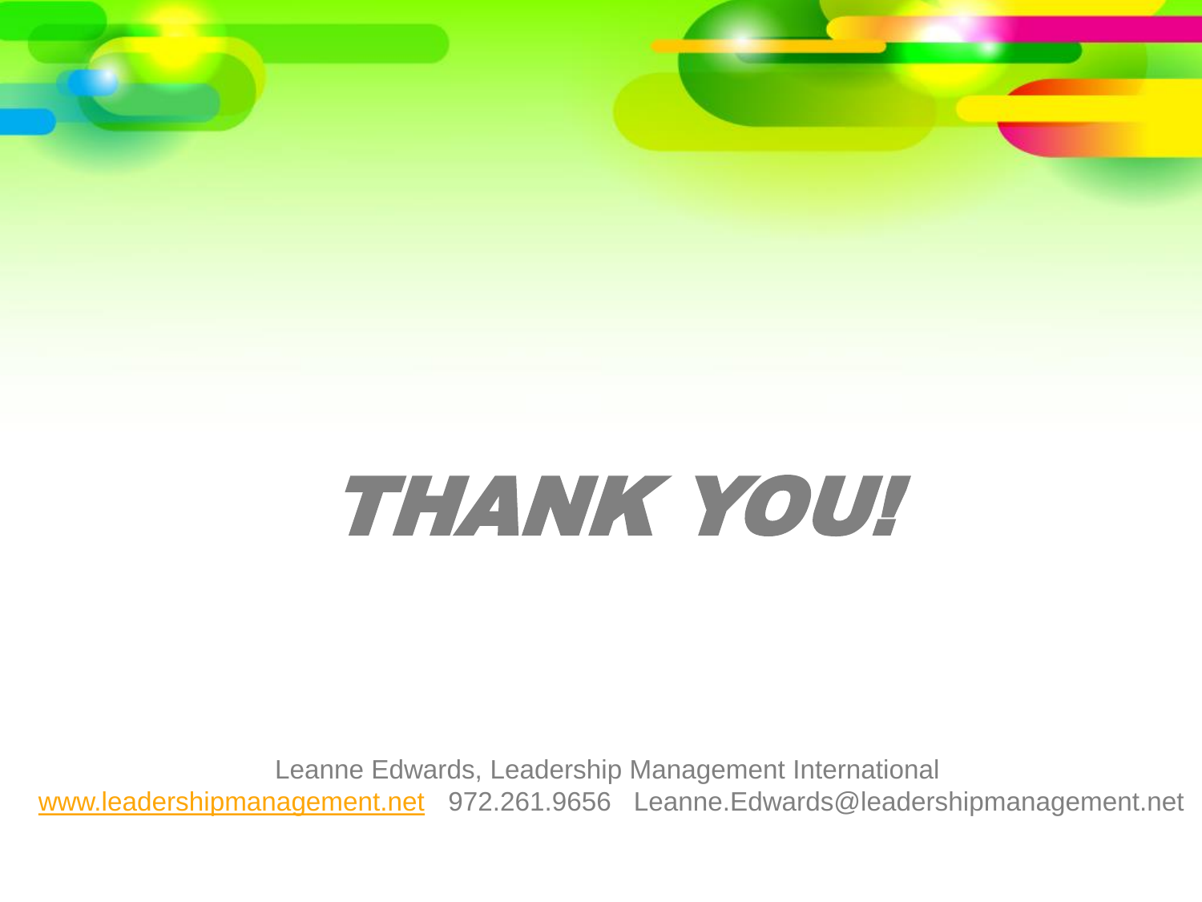# *THANK YOU!*

Leanne Edwards, Leadership Management International

www.leadershipmanagement.net   972.261.9656   Leanne.Edwards@leadershipmanagement.net